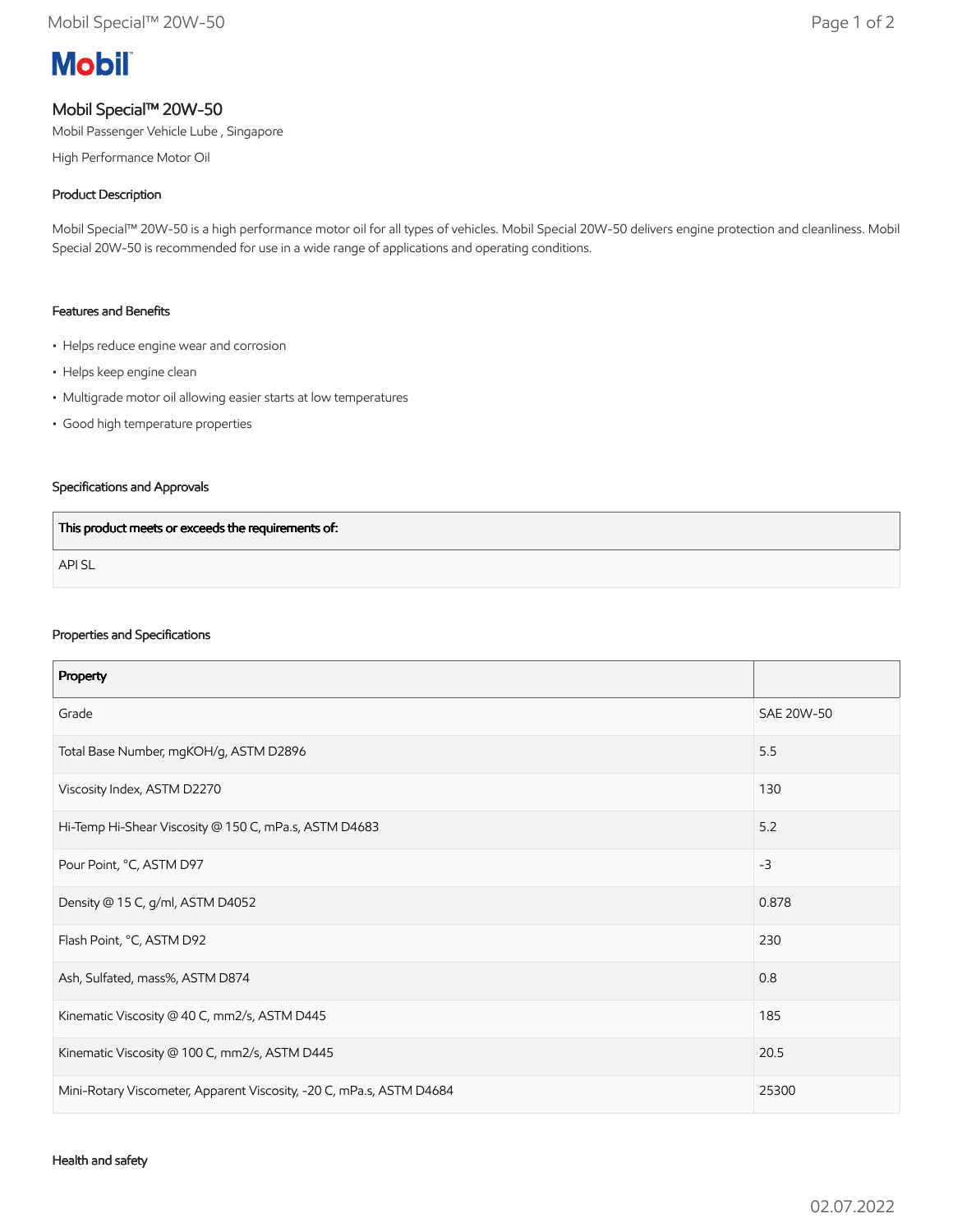**Mobil**

# Mobil Special™ 20W-50

Mobil Passenger Vehicle Lube , Singapore

High Performance Motor Oil

## Product Description

Mobil Special™ 20W-50 is a high performance motor oil for all types of vehicles. Mobil Special 20W-50 delivers engine protection and cleanliness. Mobil Special 20W-50 is recommended for use in a wide range of applications and operating conditions.

## Features and Benefits

- Helps reduce engine wear and corrosion
- Helps keep engine clean
- Multigrade motor oil allowing easier starts at low temperatures
- Good high temperature properties

## Specifications and Approvals

| This product meets or exceeds the requirements of: |
| --- |
| API SL |

## Properties and Specifications

| Property | |
| --- | --- |
| Grade | SAE 20W-50 |
| Total Base Number, mgKOH/g, ASTM D2896 | 5.5 |
| Viscosity Index, ASTM D2270 | 130 |
| Hi-Temp Hi-Shear Viscosity @ 150 C, mPa.s, ASTM D4683 | 5.2 |
| Pour Point, °C, ASTM D97 | -3 |
| Density @ 15 C, g/ml, ASTM D4052 | 0.878 |
| Flash Point, °C, ASTM D92 | 230 |
| Ash, Sulfated, mass%, ASTM D874 | 0.8 |
| Kinematic Viscosity @ 40 C, mm2/s, ASTM D445 | 185 |
| Kinematic Viscosity @ 100 C, mm2/s, ASTM D445 | 20.5 |
| Mini-Rotary Viscometer, Apparent Viscosity, -20 C, mPa.s, ASTM D4684 | 25300 |

## Health and safety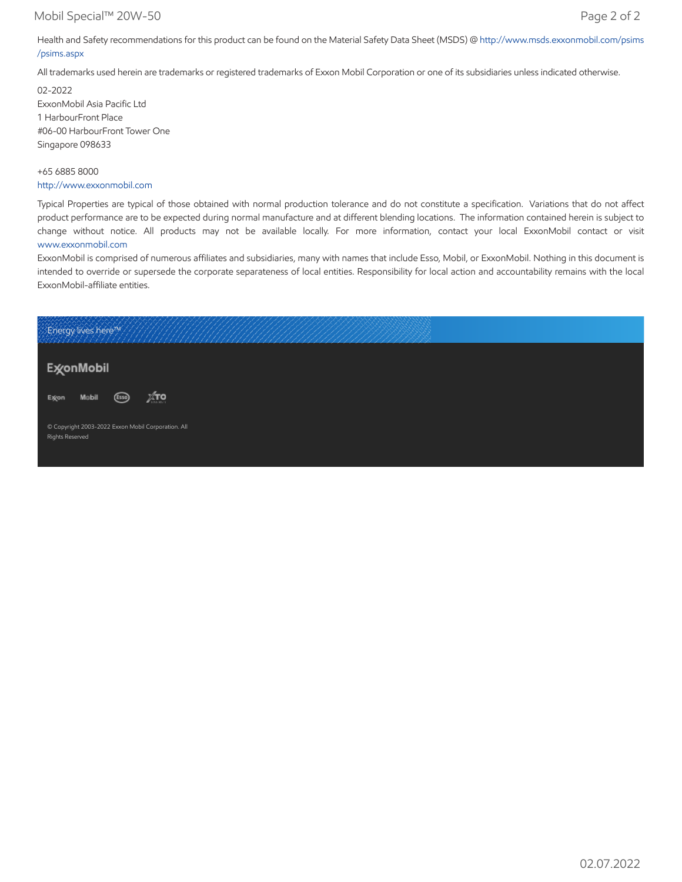Health and Safety recommendations for this product can be found on the Material Safety Data Sheet (MSDS) @ http://www.msds.exxonmobil.com/psims/psims.aspx

All trademarks used herein are trademarks or registered trademarks of Exxon Mobil Corporation or one of its subsidiaries unless indicated otherwise.

02-2022
ExxonMobil Asia Pacific Ltd
1 HarbourFront Place
#06-00 HarbourFront Tower One
Singapore 098633

+65 6885 8000
http://www.exxonmobil.com

Typical Properties are typical of those obtained with normal production tolerance and do not constitute a specification. Variations that do not affect product performance are to be expected during normal manufacture and at different blending locations. The information contained herein is subject to change without notice. All products may not be available locally. For more information, contact your local ExxonMobil contact or visit www.exxonmobil.com

ExxonMobil is comprised of numerous affiliates and subsidiaries, many with names that include Esso, Mobil, or ExxonMobil. Nothing in this document is intended to override or supersede the corporate separateness of local entities. Responsibility for local action and accountability remains with the local ExxonMobil-affiliate entities.

Energy lives here™

ExxonMobil

Exxon Mobil Esso XTO

© Copyright 2003-2022 Exxon Mobil Corporation. All Rights Reserved